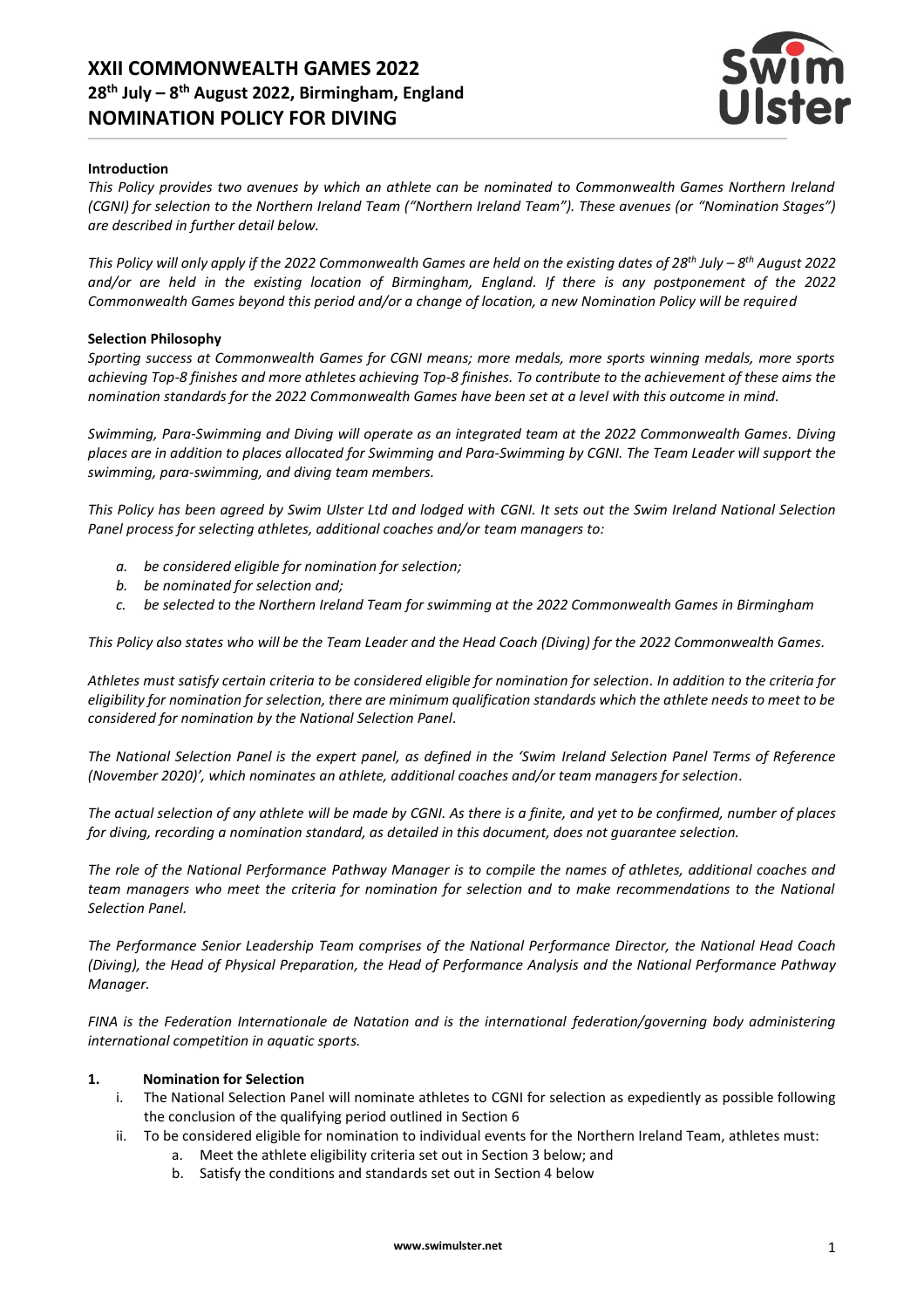# XXII COMMONWEALTH GAMES 2022
## 28th July – 8th August 2022, Birmingham, England
## NOMINATION POLICY FOR DIVING

**Introduction**

*This Policy provides two avenues by which an athlete can be nominated to Commonwealth Games Northern Ireland (CGNI) for selection to the Northern Ireland Team ("Northern Ireland Team"). These avenues (or "Nomination Stages") are described in further detail below.*

*This Policy will only apply if the 2022 Commonwealth Games are held on the existing dates of 28th July – 8th August 2022 and/or are held in the existing location of Birmingham, England. If there is any postponement of the 2022 Commonwealth Games beyond this period and/or a change of location, a new Nomination Policy will be required*

**Selection Philosophy**

*Sporting success at Commonwealth Games for CGNI means; more medals, more sports winning medals, more sports achieving Top-8 finishes and more athletes achieving Top-8 finishes. To contribute to the achievement of these aims the nomination standards for the 2022 Commonwealth Games have been set at a level with this outcome in mind.*

*Swimming, Para-Swimming and Diving will operate as an integrated team at the 2022 Commonwealth Games. Diving places are in addition to places allocated for Swimming and Para-Swimming by CGNI. The Team Leader will support the swimming, para-swimming, and diving team members.*

*This Policy has been agreed by Swim Ulster Ltd and lodged with CGNI. It sets out the Swim Ireland National Selection Panel process for selecting athletes, additional coaches and/or team managers to:*

- *a. be considered eligible for nomination for selection;*
- *b. be nominated for selection and;*
- *c. be selected to the Northern Ireland Team for swimming at the 2022 Commonwealth Games in Birmingham*

*This Policy also states who will be the Team Leader and the Head Coach (Diving) for the 2022 Commonwealth Games.*

*Athletes must satisfy certain criteria to be considered eligible for nomination for selection. In addition to the criteria for eligibility for nomination for selection, there are minimum qualification standards which the athlete needs to meet to be considered for nomination by the National Selection Panel.*

*The National Selection Panel is the expert panel, as defined in the 'Swim Ireland Selection Panel Terms of Reference (November 2020)', which nominates an athlete, additional coaches and/or team managers for selection.*

*The actual selection of any athlete will be made by CGNI. As there is a finite, and yet to be confirmed, number of places for diving, recording a nomination standard, as detailed in this document, does not guarantee selection.*

*The role of the National Performance Pathway Manager is to compile the names of athletes, additional coaches and team managers who meet the criteria for nomination for selection and to make recommendations to the National Selection Panel.*

*The Performance Senior Leadership Team comprises of the National Performance Director, the National Head Coach (Diving), the Head of Physical Preparation, the Head of Performance Analysis and the National Performance Pathway Manager.*

*FINA is the Federation Internationale de Natation and is the international federation/governing body administering international competition in aquatic sports.*

**1. Nomination for Selection**

- i. The National Selection Panel will nominate athletes to CGNI for selection as expediently as possible following the conclusion of the qualifying period outlined in Section 6
- ii. To be considered eligible for nomination to individual events for the Northern Ireland Team, athletes must:
  - a. Meet the athlete eligibility criteria set out in Section 3 below; and
  - b. Satisfy the conditions and standards set out in Section 4 below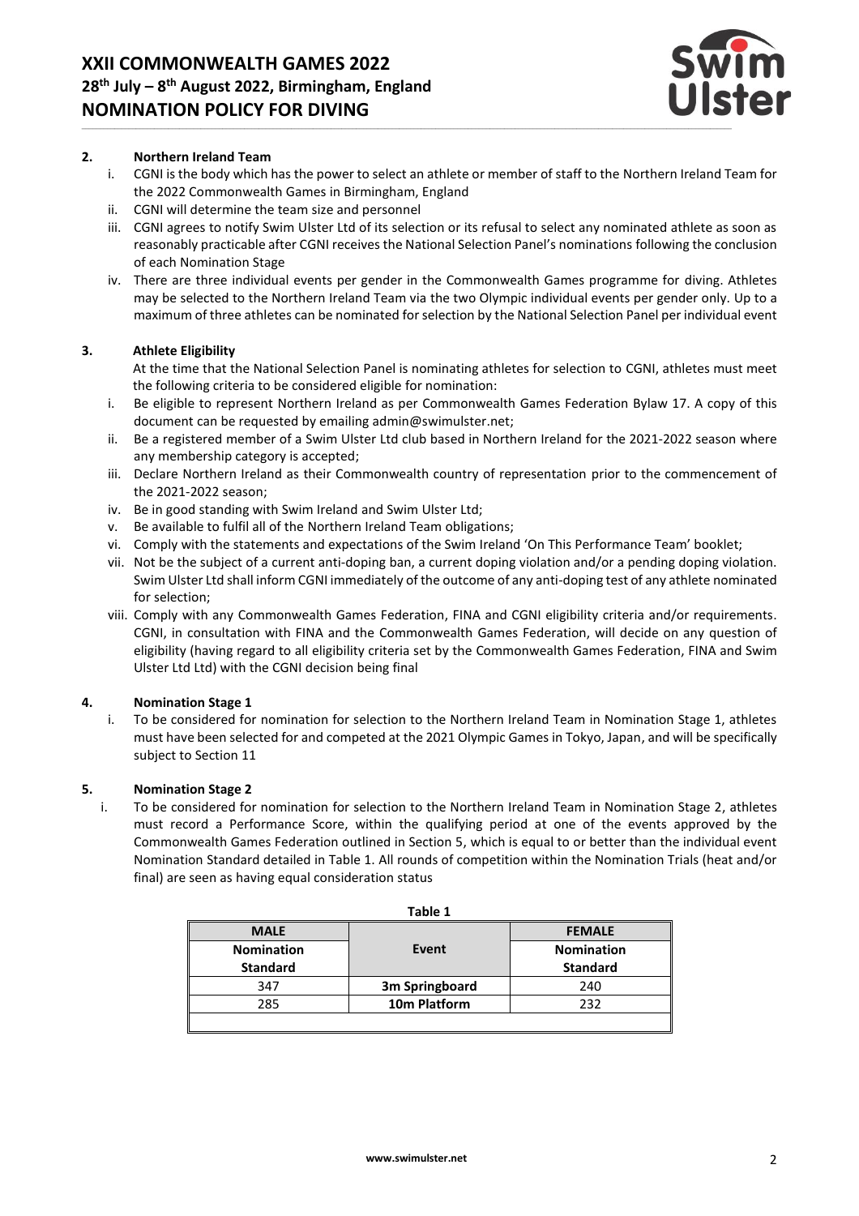## 2. Northern Ireland Team

i. CGNI is the body which has the power to select an athlete or member of staff to the Northern Ireland Team for the 2022 Commonwealth Games in Birmingham, England

ii. CGNI will determine the team size and personnel

iii. CGNI agrees to notify Swim Ulster Ltd of its selection or its refusal to select any nominated athlete as soon as reasonably practicable after CGNI receives the National Selection Panel's nominations following the conclusion of each Nomination Stage

iv. There are three individual events per gender in the Commonwealth Games programme for diving. Athletes may be selected to the Northern Ireland Team via the two Olympic individual events per gender only. Up to a maximum of three athletes can be nominated for selection by the National Selection Panel per individual event

## 3. Athlete Eligibility

At the time that the National Selection Panel is nominating athletes for selection to CGNI, athletes must meet the following criteria to be considered eligible for nomination:

i. Be eligible to represent Northern Ireland as per Commonwealth Games Federation Bylaw 17. A copy of this document can be requested by emailing admin@swimulster.net;

ii. Be a registered member of a Swim Ulster Ltd club based in Northern Ireland for the 2021-2022 season where any membership category is accepted;

iii. Declare Northern Ireland as their Commonwealth country of representation prior to the commencement of the 2021-2022 season;

iv. Be in good standing with Swim Ireland and Swim Ulster Ltd;

v. Be available to fulfil all of the Northern Ireland Team obligations;

vi. Comply with the statements and expectations of the Swim Ireland 'On This Performance Team' booklet;

vii. Not be the subject of a current anti-doping ban, a current doping violation and/or a pending doping violation. Swim Ulster Ltd shall inform CGNI immediately of the outcome of any anti-doping test of any athlete nominated for selection;

viii. Comply with any Commonwealth Games Federation, FINA and CGNI eligibility criteria and/or requirements. CGNI, in consultation with FINA and the Commonwealth Games Federation, will decide on any question of eligibility (having regard to all eligibility criteria set by the Commonwealth Games Federation, FINA and Swim Ulster Ltd Ltd) with the CGNI decision being final

## 4. Nomination Stage 1

i. To be considered for nomination for selection to the Northern Ireland Team in Nomination Stage 1, athletes must have been selected for and competed at the 2021 Olympic Games in Tokyo, Japan, and will be specifically subject to Section 11

## 5. Nomination Stage 2

i. To be considered for nomination for selection to the Northern Ireland Team in Nomination Stage 2, athletes must record a Performance Score, within the qualifying period at one of the events approved by the Commonwealth Games Federation outlined in Section 5, which is equal to or better than the individual event Nomination Standard detailed in Table 1. All rounds of competition within the Nomination Trials (heat and/or final) are seen as having equal consideration status

**Table 1**

| MALE Nomination Standard | Event | FEMALE Nomination Standard |
|---|---|---|
| 347 | 3m Springboard | 240 |
| 285 | 10m Platform | 232 |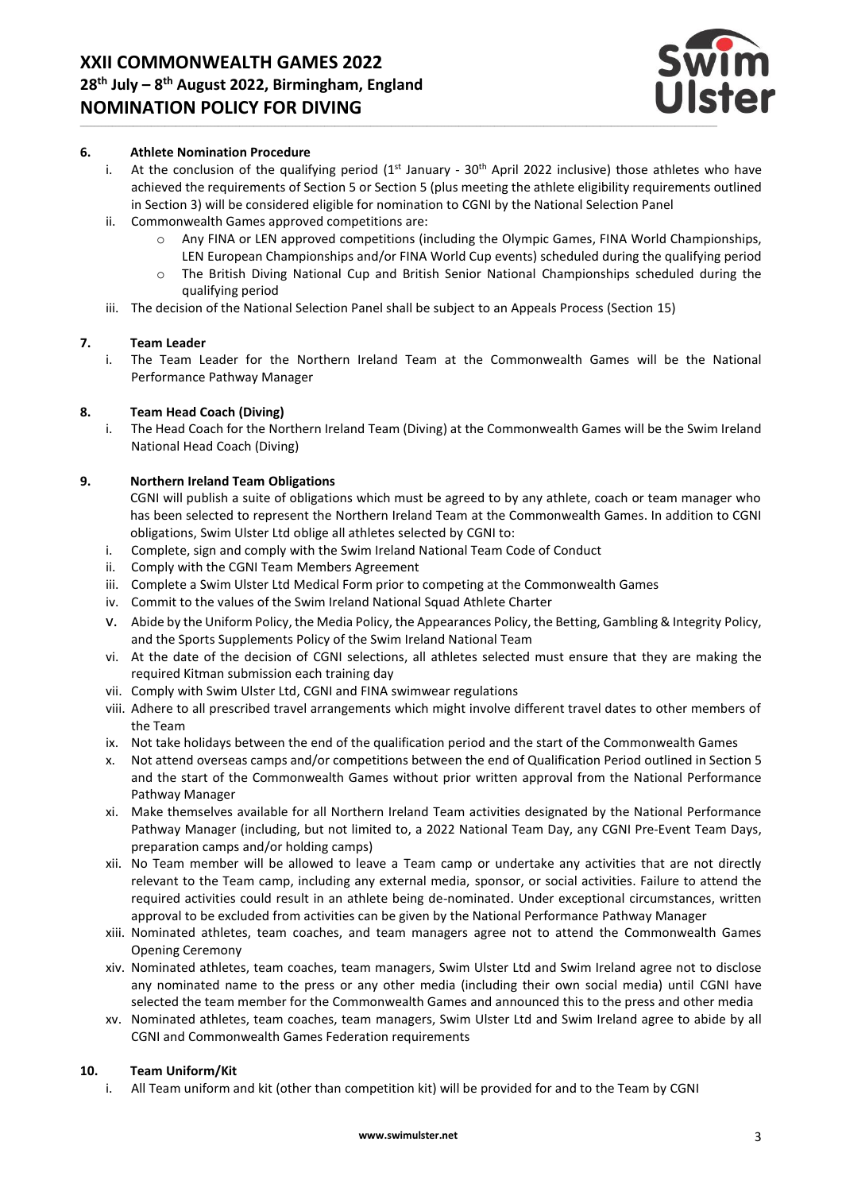### 6. Athlete Nomination Procedure

i. At the conclusion of the qualifying period (1st January - 30th April 2022 inclusive) those athletes who have achieved the requirements of Section 5 or Section 5 (plus meeting the athlete eligibility requirements outlined in Section 3) will be considered eligible for nomination to CGNI by the National Selection Panel

ii. Commonwealth Games approved competitions are:
   - Any FINA or LEN approved competitions (including the Olympic Games, FINA World Championships, LEN European Championships and/or FINA World Cup events) scheduled during the qualifying period
   - The British Diving National Cup and British Senior National Championships scheduled during the qualifying period

iii. The decision of the National Selection Panel shall be subject to an Appeals Process (Section 15)

### 7. Team Leader

i. The Team Leader for the Northern Ireland Team at the Commonwealth Games will be the National Performance Pathway Manager

### 8. Team Head Coach (Diving)

i. The Head Coach for the Northern Ireland Team (Diving) at the Commonwealth Games will be the Swim Ireland National Head Coach (Diving)

### 9. Northern Ireland Team Obligations

CGNI will publish a suite of obligations which must be agreed to by any athlete, coach or team manager who has been selected to represent the Northern Ireland Team at the Commonwealth Games. In addition to CGNI obligations, Swim Ulster Ltd oblige all athletes selected by CGNI to:

i. Complete, sign and comply with the Swim Ireland National Team Code of Conduct

ii. Comply with the CGNI Team Members Agreement

iii. Complete a Swim Ulster Ltd Medical Form prior to competing at the Commonwealth Games

iv. Commit to the values of the Swim Ireland National Squad Athlete Charter

v. Abide by the Uniform Policy, the Media Policy, the Appearances Policy, the Betting, Gambling & Integrity Policy, and the Sports Supplements Policy of the Swim Ireland National Team

vi. At the date of the decision of CGNI selections, all athletes selected must ensure that they are making the required Kitman submission each training day

vii. Comply with Swim Ulster Ltd, CGNI and FINA swimwear regulations

viii. Adhere to all prescribed travel arrangements which might involve different travel dates to other members of the Team

ix. Not take holidays between the end of the qualification period and the start of the Commonwealth Games

x. Not attend overseas camps and/or competitions between the end of Qualification Period outlined in Section 5 and the start of the Commonwealth Games without prior written approval from the National Performance Pathway Manager

xi. Make themselves available for all Northern Ireland Team activities designated by the National Performance Pathway Manager (including, but not limited to, a 2022 National Team Day, any CGNI Pre-Event Team Days, preparation camps and/or holding camps)

xii. No Team member will be allowed to leave a Team camp or undertake any activities that are not directly relevant to the Team camp, including any external media, sponsor, or social activities. Failure to attend the required activities could result in an athlete being de-nominated. Under exceptional circumstances, written approval to be excluded from activities can be given by the National Performance Pathway Manager

xiii. Nominated athletes, team coaches, and team managers agree not to attend the Commonwealth Games Opening Ceremony

xiv. Nominated athletes, team coaches, team managers, Swim Ulster Ltd and Swim Ireland agree not to disclose any nominated name to the press or any other media (including their own social media) until CGNI have selected the team member for the Commonwealth Games and announced this to the press and other media

xv. Nominated athletes, team coaches, team managers, Swim Ulster Ltd and Swim Ireland agree to abide by all CGNI and Commonwealth Games Federation requirements

### 10. Team Uniform/Kit

i. All Team uniform and kit (other than competition kit) will be provided for and to the Team by CGNI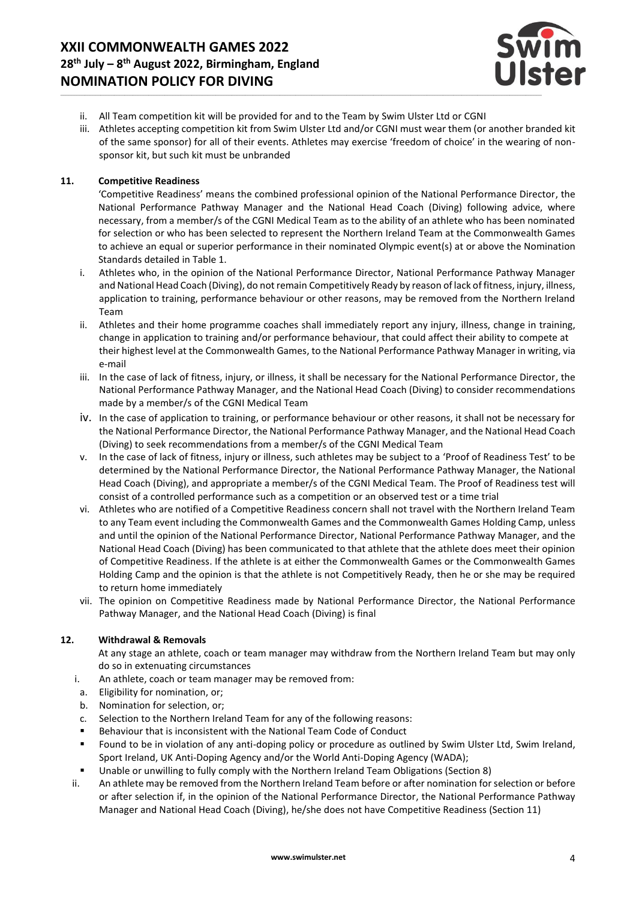ii. All Team competition kit will be provided for and to the Team by Swim Ulster Ltd or CGNI
iii. Athletes accepting competition kit from Swim Ulster Ltd and/or CGNI must wear them (or another branded kit of the same sponsor) for all of their events. Athletes may exercise 'freedom of choice' in the wearing of non-sponsor kit, but such kit must be unbranded

## 11. Competitive Readiness

'Competitive Readiness' means the combined professional opinion of the National Performance Director, the National Performance Pathway Manager and the National Head Coach (Diving) following advice, where necessary, from a member/s of the CGNI Medical Team as to the ability of an athlete who has been nominated for selection or who has been selected to represent the Northern Ireland Team at the Commonwealth Games to achieve an equal or superior performance in their nominated Olympic event(s) at or above the Nomination Standards detailed in Table 1.

i. Athletes who, in the opinion of the National Performance Director, National Performance Pathway Manager and National Head Coach (Diving), do not remain Competitively Ready by reason of lack of fitness, injury, illness, application to training, performance behaviour or other reasons, may be removed from the Northern Ireland Team
ii. Athletes and their home programme coaches shall immediately report any injury, illness, change in training, change in application to training and/or performance behaviour, that could affect their ability to compete at their highest level at the Commonwealth Games, to the National Performance Pathway Manager in writing, via e-mail
iii. In the case of lack of fitness, injury, or illness, it shall be necessary for the National Performance Director, the National Performance Pathway Manager, and the National Head Coach (Diving) to consider recommendations made by a member/s of the CGNI Medical Team
iv. In the case of application to training, or performance behaviour or other reasons, it shall not be necessary for the National Performance Director, the National Performance Pathway Manager, and the National Head Coach (Diving) to seek recommendations from a member/s of the CGNI Medical Team
v. In the case of lack of fitness, injury or illness, such athletes may be subject to a 'Proof of Readiness Test' to be determined by the National Performance Director, the National Performance Pathway Manager, the National Head Coach (Diving), and appropriate a member/s of the CGNI Medical Team. The Proof of Readiness test will consist of a controlled performance such as a competition or an observed test or a time trial
vi. Athletes who are notified of a Competitive Readiness concern shall not travel with the Northern Ireland Team to any Team event including the Commonwealth Games and the Commonwealth Games Holding Camp, unless and until the opinion of the National Performance Director, National Performance Pathway Manager, and the National Head Coach (Diving) has been communicated to that athlete that the athlete does meet their opinion of Competitive Readiness. If the athlete is at either the Commonwealth Games or the Commonwealth Games Holding Camp and the opinion is that the athlete is not Competitively Ready, then he or she may be required to return home immediately
vii. The opinion on Competitive Readiness made by National Performance Director, the National Performance Pathway Manager, and the National Head Coach (Diving) is final

## 12. Withdrawal & Removals

At any stage an athlete, coach or team manager may withdraw from the Northern Ireland Team but may only do so in extenuating circumstances

i. An athlete, coach or team manager may be removed from:
   a. Eligibility for nomination, or;
   b. Nomination for selection, or;
   c. Selection to the Northern Ireland Team for any of the following reasons:
   - Behaviour that is inconsistent with the National Team Code of Conduct
   - Found to be in violation of any anti-doping policy or procedure as outlined by Swim Ulster Ltd, Swim Ireland, Sport Ireland, UK Anti-Doping Agency and/or the World Anti-Doping Agency (WADA);
   - Unable or unwilling to fully comply with the Northern Ireland Team Obligations (Section 8)
ii. An athlete may be removed from the Northern Ireland Team before or after nomination for selection or before or after selection if, in the opinion of the National Performance Director, the National Performance Pathway Manager and National Head Coach (Diving), he/she does not have Competitive Readiness (Section 11)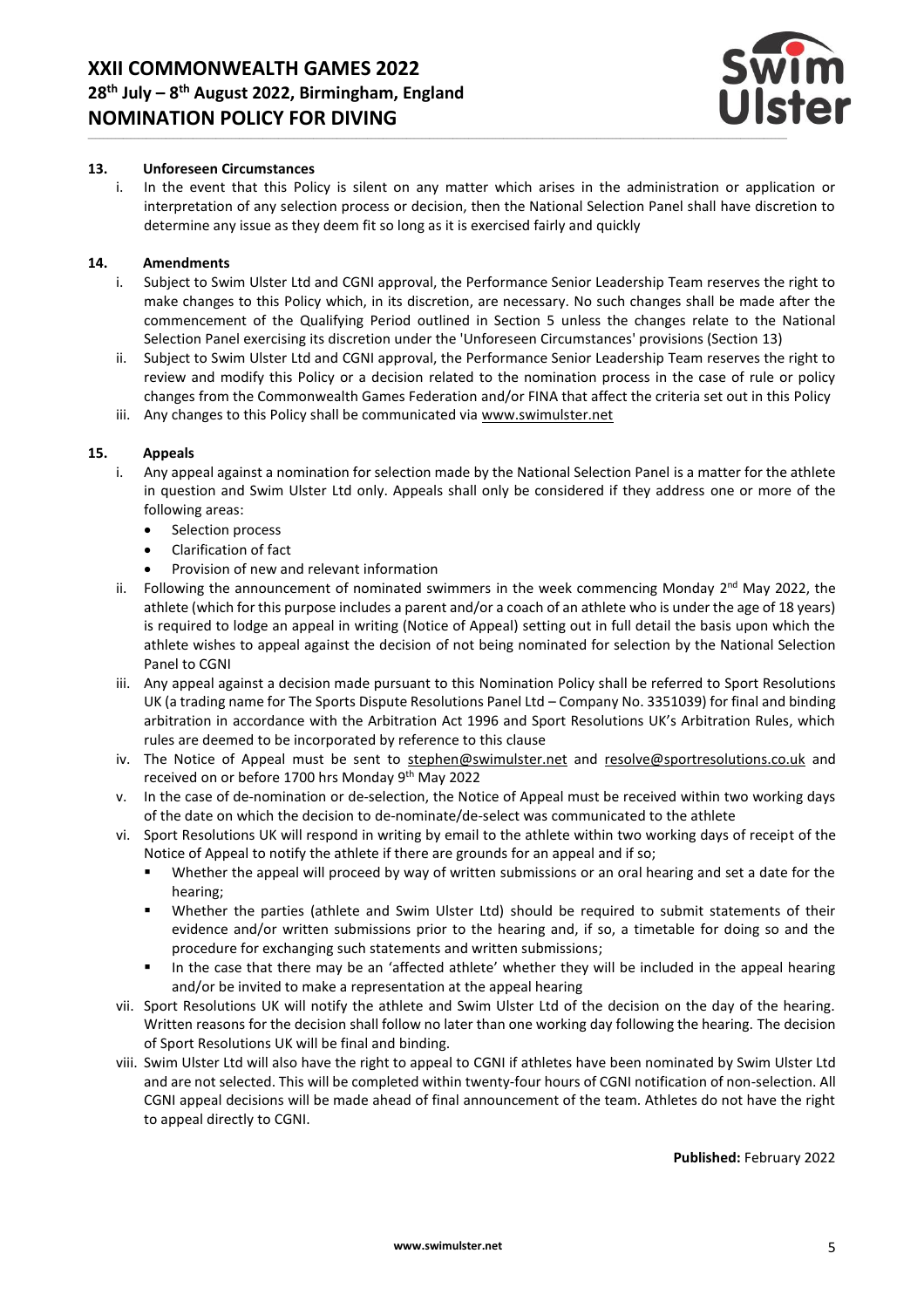### 13. Unforeseen Circumstances

i. In the event that this Policy is silent on any matter which arises in the administration or application or interpretation of any selection process or decision, then the National Selection Panel shall have discretion to determine any issue as they deem fit so long as it is exercised fairly and quickly

### 14. Amendments

i. Subject to Swim Ulster Ltd and CGNI approval, the Performance Senior Leadership Team reserves the right to make changes to this Policy which, in its discretion, are necessary. No such changes shall be made after the commencement of the Qualifying Period outlined in Section 5 unless the changes relate to the National Selection Panel exercising its discretion under the 'Unforeseen Circumstances' provisions (Section 13)

ii. Subject to Swim Ulster Ltd and CGNI approval, the Performance Senior Leadership Team reserves the right to review and modify this Policy or a decision related to the nomination process in the case of rule or policy changes from the Commonwealth Games Federation and/or FINA that affect the criteria set out in this Policy

iii. Any changes to this Policy shall be communicated via www.swimulster.net

### 15. Appeals

i. Any appeal against a nomination for selection made by the National Selection Panel is a matter for the athlete in question and Swim Ulster Ltd only. Appeals shall only be considered if they address one or more of the following areas:
   - Selection process
   - Clarification of fact
   - Provision of new and relevant information

ii. Following the announcement of nominated swimmers in the week commencing Monday 2nd May 2022, the athlete (which for this purpose includes a parent and/or a coach of an athlete who is under the age of 18 years) is required to lodge an appeal in writing (Notice of Appeal) setting out in full detail the basis upon which the athlete wishes to appeal against the decision of not being nominated for selection by the National Selection Panel to CGNI

iii. Any appeal against a decision made pursuant to this Nomination Policy shall be referred to Sport Resolutions UK (a trading name for The Sports Dispute Resolutions Panel Ltd – Company No. 3351039) for final and binding arbitration in accordance with the Arbitration Act 1996 and Sport Resolutions UK's Arbitration Rules, which rules are deemed to be incorporated by reference to this clause

iv. The Notice of Appeal must be sent to stephen@swimulster.net and resolve@sportresolutions.co.uk and received on or before 1700 hrs Monday 9th May 2022

v. In the case of de-nomination or de-selection, the Notice of Appeal must be received within two working days of the date on which the decision to de-nominate/de-select was communicated to the athlete

vi. Sport Resolutions UK will respond in writing by email to the athlete within two working days of receipt of the Notice of Appeal to notify the athlete if there are grounds for an appeal and if so;
   - Whether the appeal will proceed by way of written submissions or an oral hearing and set a date for the hearing;
   - Whether the parties (athlete and Swim Ulster Ltd) should be required to submit statements of their evidence and/or written submissions prior to the hearing and, if so, a timetable for doing so and the procedure for exchanging such statements and written submissions;
   - In the case that there may be an 'affected athlete' whether they will be included in the appeal hearing and/or be invited to make a representation at the appeal hearing

vii. Sport Resolutions UK will notify the athlete and Swim Ulster Ltd of the decision on the day of the hearing. Written reasons for the decision shall follow no later than one working day following the hearing. The decision of Sport Resolutions UK will be final and binding.

viii. Swim Ulster Ltd will also have the right to appeal to CGNI if athletes have been nominated by Swim Ulster Ltd and are not selected. This will be completed within twenty-four hours of CGNI notification of non-selection. All CGNI appeal decisions will be made ahead of final announcement of the team. Athletes do not have the right to appeal directly to CGNI.

**Published:** February 2022